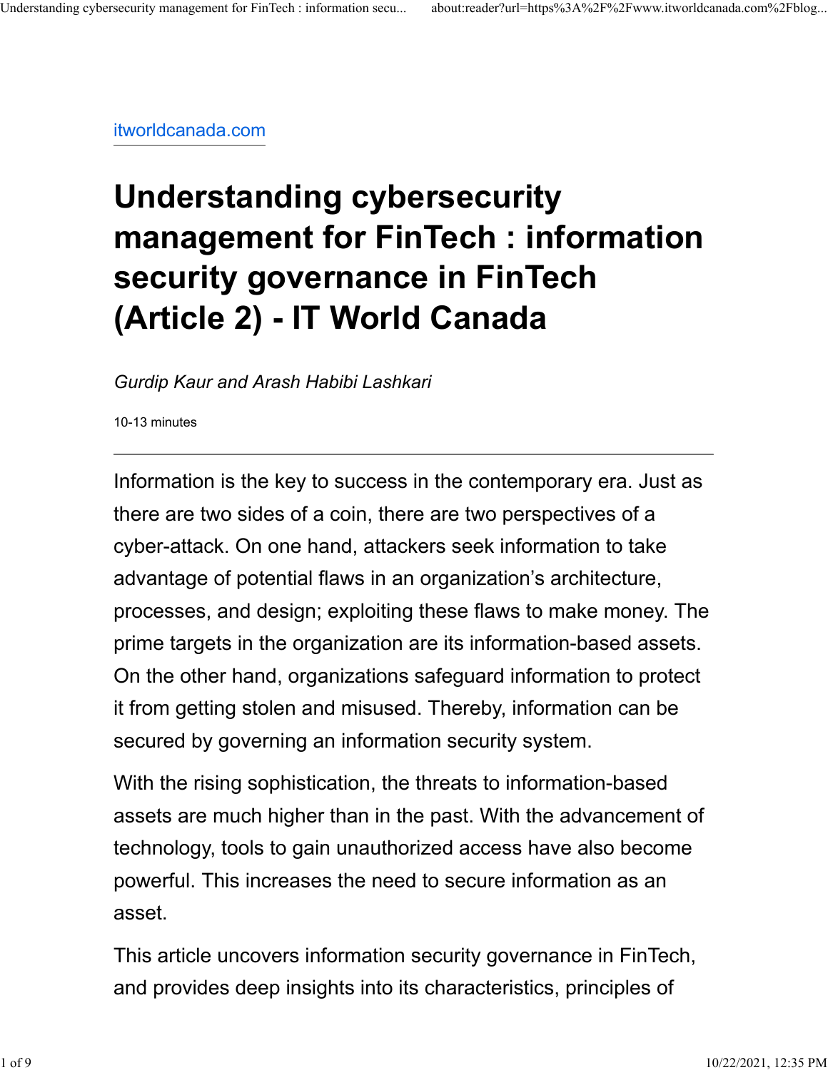itworldcanada.com

# Understanding cybersecurity management for FinTech : information security governance in FinTech (Article 2) - IT World Canada

*Gurdip Kaur and Arash Habibi Lashkari*

10-13 minutes

---

Information is the key to success in the contemporary era. Just as there are two sides of a coin, there are two perspectives of a cyber-attack. On one hand, attackers seek information to take advantage of potential flaws in an organization's architecture, processes, and design; exploiting these flaws to make money. The prime targets in the organization are its information-based assets. On the other hand, organizations safeguard information to protect it from getting stolen and misused. Thereby, information can be secured by governing an information security system.

With the rising sophistication, the threats to information-based assets are much higher than in the past. With the advancement of technology, tools to gain unauthorized access have also become powerful. This increases the need to secure information as an asset.

This article uncovers information security governance in FinTech, and provides deep insights into its characteristics, principles of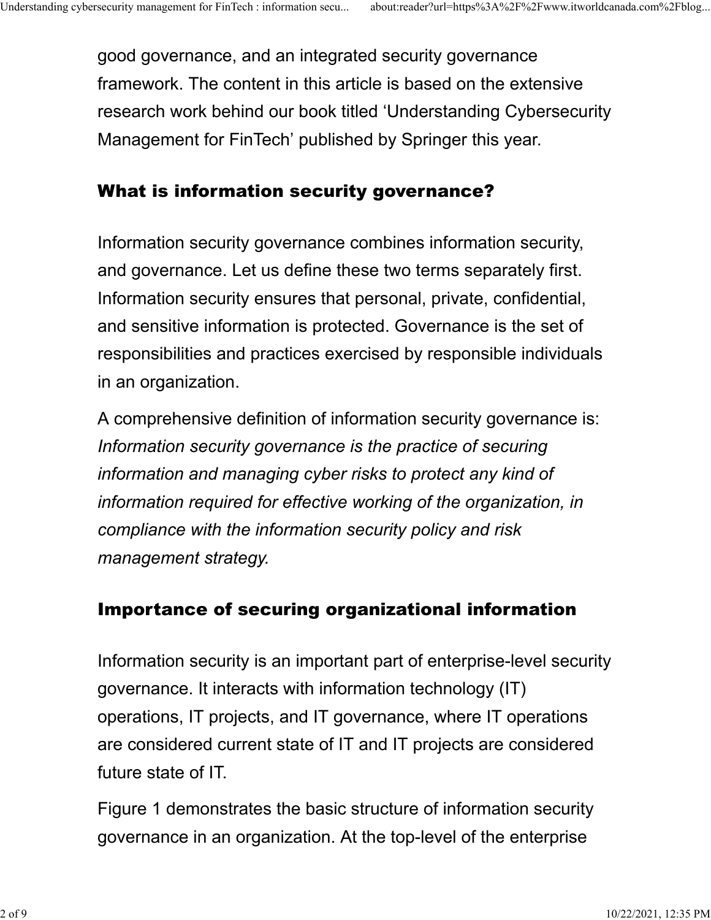good governance, and an integrated security governance framework. The content in this article is based on the extensive research work behind our book titled 'Understanding Cybersecurity Management for FinTech' published by Springer this year.

## What is information security governance?

Information security governance combines information security, and governance. Let us define these two terms separately first. Information security ensures that personal, private, confidential, and sensitive information is protected. Governance is the set of responsibilities and practices exercised by responsible individuals in an organization.

A comprehensive definition of information security governance is: *Information security governance is the practice of securing information and managing cyber risks to protect any kind of information required for effective working of the organization, in compliance with the information security policy and risk management strategy.*

## Importance of securing organizational information

Information security is an important part of enterprise-level security governance. It interacts with information technology (IT) operations, IT projects, and IT governance, where IT operations are considered current state of IT and IT projects are considered future state of IT.

Figure 1 demonstrates the basic structure of information security governance in an organization. At the top-level of the enterprise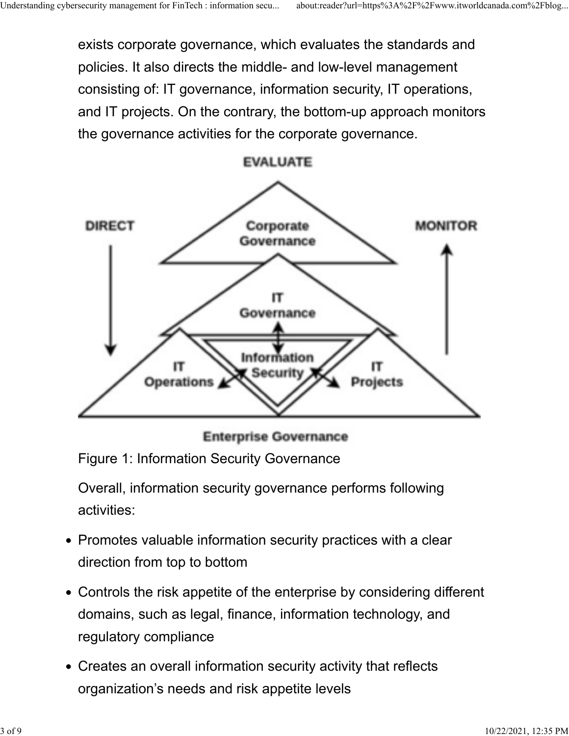exists corporate governance, which evaluates the standards and policies. It also directs the middle- and low-level management consisting of: IT governance, information security, IT operations, and IT projects. On the contrary, the bottom-up approach monitors the governance activities for the corporate governance.

Figure 1: Information Security Governance

Overall, information security governance performs following activities:

- Promotes valuable information security practices with a clear direction from top to bottom
- Controls the risk appetite of the enterprise by considering different domains, such as legal, finance, information technology, and regulatory compliance
- Creates an overall information security activity that reflects organization's needs and risk appetite levels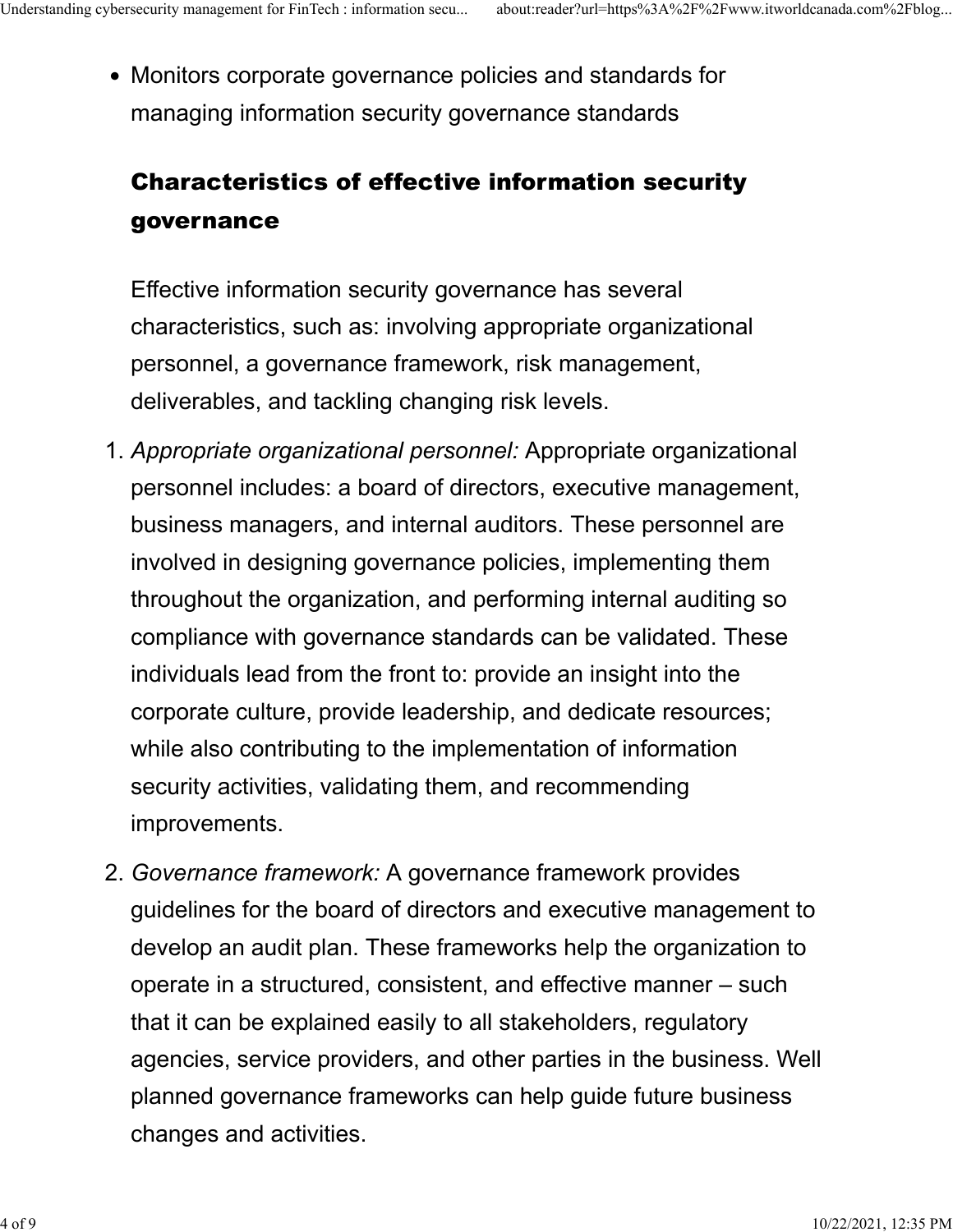- Monitors corporate governance policies and standards for managing information security governance standards

## Characteristics of effective information security governance

Effective information security governance has several characteristics, such as: involving appropriate organizational personnel, a governance framework, risk management, deliverables, and tackling changing risk levels.

1. *Appropriate organizational personnel:* Appropriate organizational personnel includes: a board of directors, executive management, business managers, and internal auditors. These personnel are involved in designing governance policies, implementing them throughout the organization, and performing internal auditing so compliance with governance standards can be validated. These individuals lead from the front to: provide an insight into the corporate culture, provide leadership, and dedicate resources; while also contributing to the implementation of information security activities, validating them, and recommending improvements.
2. *Governance framework:* A governance framework provides guidelines for the board of directors and executive management to develop an audit plan. These frameworks help the organization to operate in a structured, consistent, and effective manner – such that it can be explained easily to all stakeholders, regulatory agencies, service providers, and other parties in the business. Well planned governance frameworks can help guide future business changes and activities.